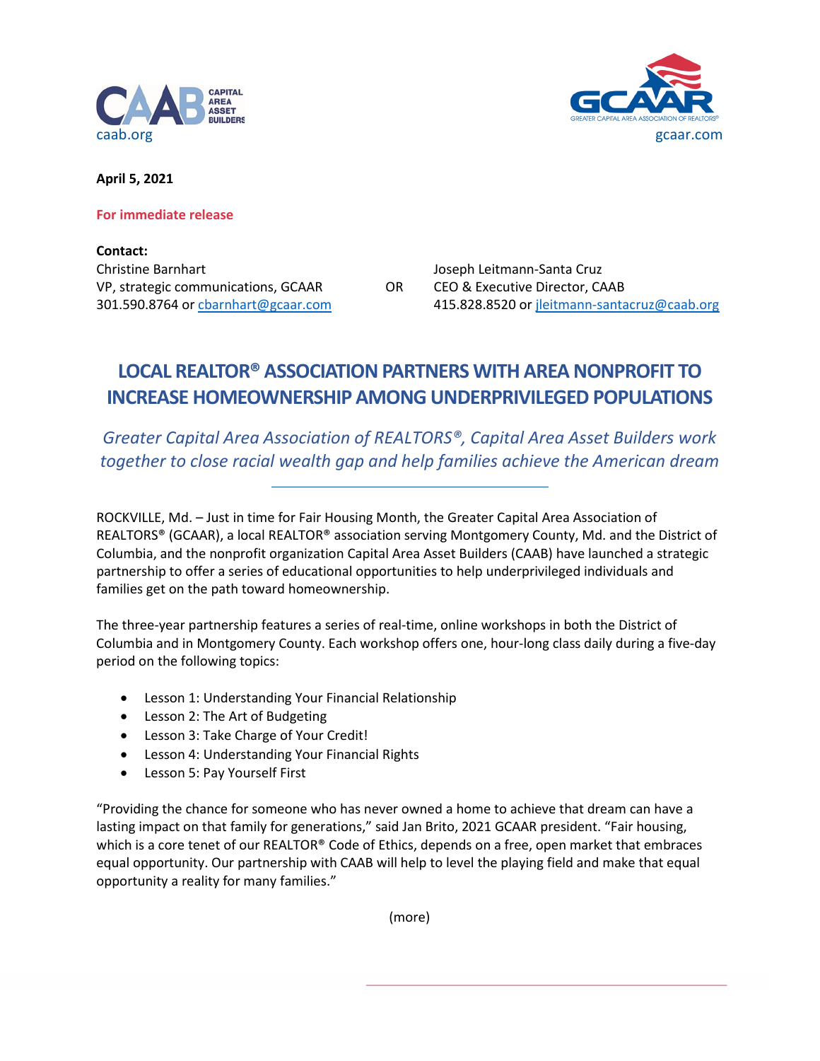caab.org

gcaar.com

**April 5, 2021**

**For immediate release**

**Contact:**

Christine Barnhart
VP, strategic communications, GCAAR
301.590.8764 or cbarnhart@gcaar.com

OR

Joseph Leitmann-Santa Cruz
CEO & Executive Director, CAAB
415.828.8520 or jleitmann-santacruz@caab.org

# LOCAL REALTOR® ASSOCIATION PARTNERS WITH AREA NONPROFIT TO INCREASE HOMEOWNERSHIP AMONG UNDERPRIVILEGED POPULATIONS

*Greater Capital Area Association of REALTORS®, Capital Area Asset Builders work together to close racial wealth gap and help families achieve the American dream*

---

ROCKVILLE, Md. – Just in time for Fair Housing Month, the Greater Capital Area Association of REALTORS® (GCAAR), a local REALTOR® association serving Montgomery County, Md. and the District of Columbia, and the nonprofit organization Capital Area Asset Builders (CAAB) have launched a strategic partnership to offer a series of educational opportunities to help underprivileged individuals and families get on the path toward homeownership.

The three-year partnership features a series of real-time, online workshops in both the District of Columbia and in Montgomery County. Each workshop offers one, hour-long class daily during a five-day period on the following topics:

- Lesson 1: Understanding Your Financial Relationship
- Lesson 2: The Art of Budgeting
- Lesson 3: Take Charge of Your Credit!
- Lesson 4: Understanding Your Financial Rights
- Lesson 5: Pay Yourself First

"Providing the chance for someone who has never owned a home to achieve that dream can have a lasting impact on that family for generations," said Jan Brito, 2021 GCAAR president. "Fair housing, which is a core tenet of our REALTOR® Code of Ethics, depends on a free, open market that embraces equal opportunity. Our partnership with CAAB will help to level the playing field and make that equal opportunity a reality for many families."

(more)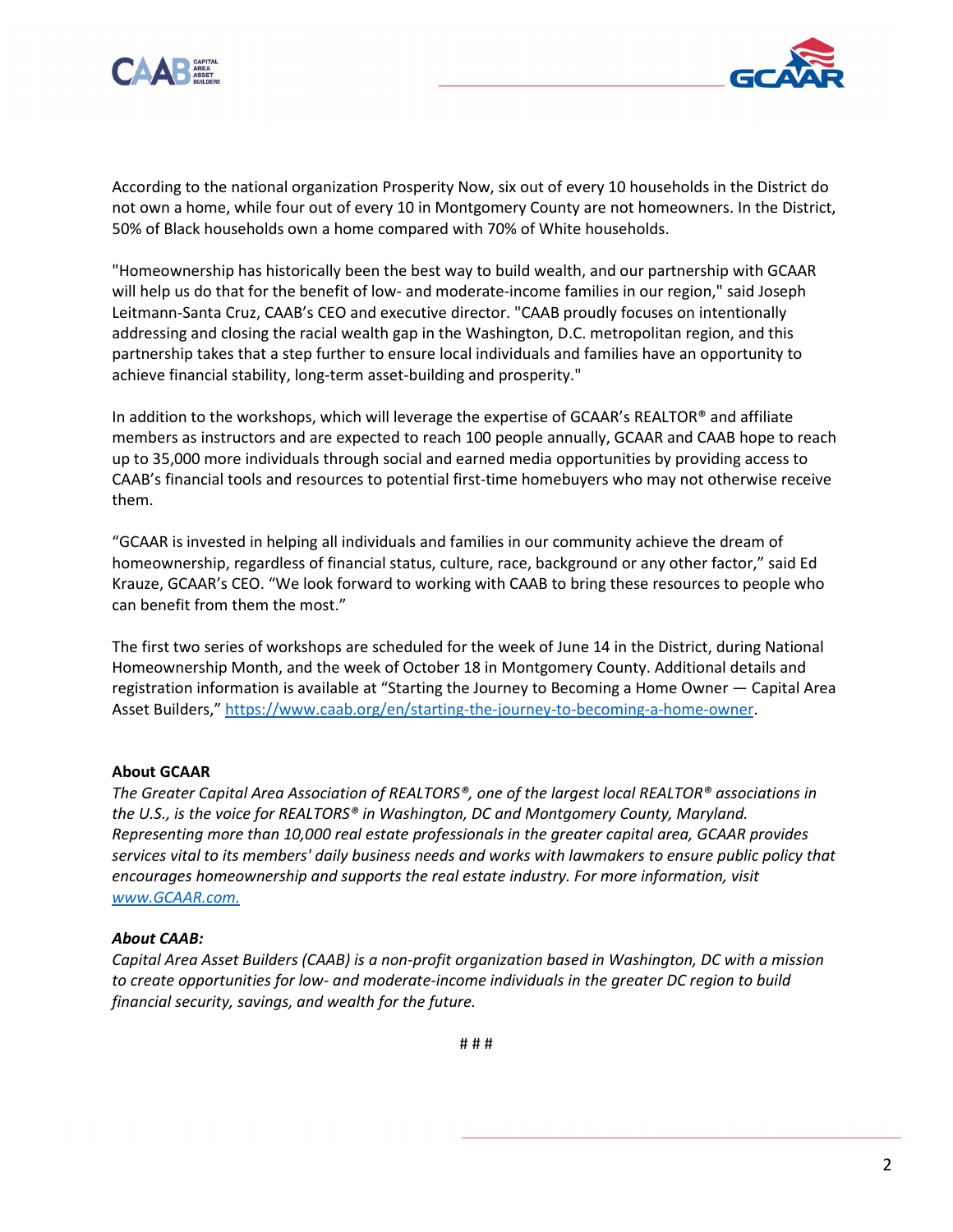According to the national organization Prosperity Now, six out of every 10 households in the District do not own a home, while four out of every 10 in Montgomery County are not homeowners. In the District, 50% of Black households own a home compared with 70% of White households.

"Homeownership has historically been the best way to build wealth, and our partnership with GCAAR will help us do that for the benefit of low- and moderate-income families in our region," said Joseph Leitmann-Santa Cruz, CAAB's CEO and executive director. "CAAB proudly focuses on intentionally addressing and closing the racial wealth gap in the Washington, D.C. metropolitan region, and this partnership takes that a step further to ensure local individuals and families have an opportunity to achieve financial stability, long-term asset-building and prosperity."

In addition to the workshops, which will leverage the expertise of GCAAR's REALTOR® and affiliate members as instructors and are expected to reach 100 people annually, GCAAR and CAAB hope to reach up to 35,000 more individuals through social and earned media opportunities by providing access to CAAB's financial tools and resources to potential first-time homebuyers who may not otherwise receive them.

"GCAAR is invested in helping all individuals and families in our community achieve the dream of homeownership, regardless of financial status, culture, race, background or any other factor," said Ed Krauze, GCAAR's CEO. "We look forward to working with CAAB to bring these resources to people who can benefit from them the most."

The first two series of workshops are scheduled for the week of June 14 in the District, during National Homeownership Month, and the week of October 18 in Montgomery County. Additional details and registration information is available at "Starting the Journey to Becoming a Home Owner — Capital Area Asset Builders," https://www.caab.org/en/starting-the-journey-to-becoming-a-home-owner.

**About GCAAR**

*The Greater Capital Area Association of REALTORS®, one of the largest local REALTOR® associations in the U.S., is the voice for REALTORS® in Washington, DC and Montgomery County, Maryland. Representing more than 10,000 real estate professionals in the greater capital area, GCAAR provides services vital to its members' daily business needs and works with lawmakers to ensure public policy that encourages homeownership and supports the real estate industry. For more information, visit www.GCAAR.com.*

***About CAAB:***

*Capital Area Asset Builders (CAAB) is a non-profit organization based in Washington, DC with a mission to create opportunities for low- and moderate-income individuals in the greater DC region to build financial security, savings, and wealth for the future.*

# # #